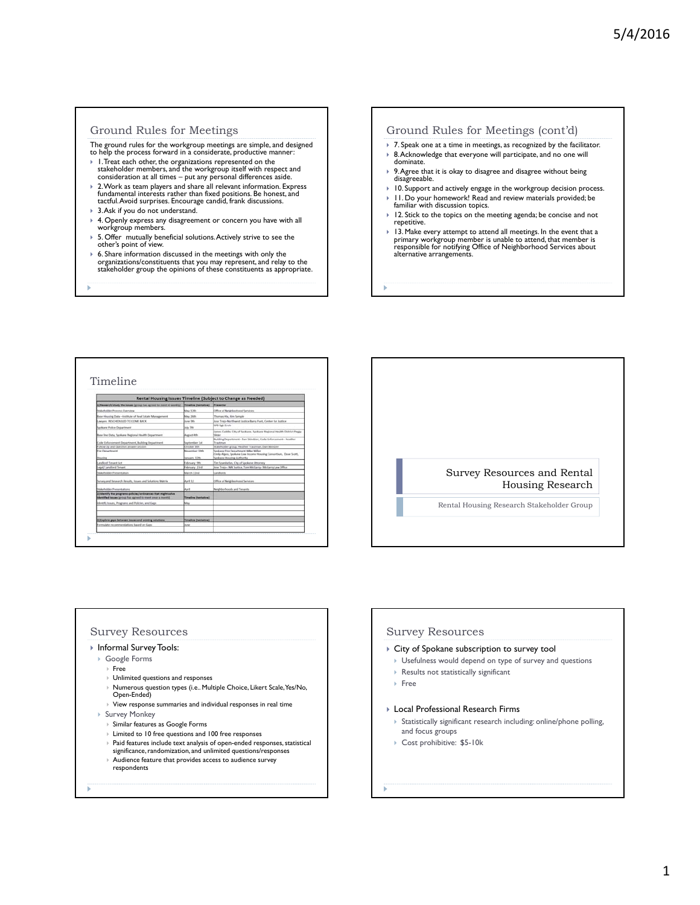## Ground Rules for Meetings

The ground rules for the workgroup meetings are simple, and designed to help the process forward in a considerate, productive manner:

- 1. Treat each other, the organizations represented on the stakeholder members, and the workgroup itself with respect and consideration at all times – put any personal differences aside.
- 2. Work as team players and share all relevant information. Express fundamental interests rather than fixed positions. Be honest, and tactful. Avoid surprises. Encourage candid, frank discussions.
- 3. Ask if you do not understand.
- 4. Openly express any disagreement or concern you have with all workgroup members.
- 5. Offer mutually beneficial solutions. Actively strive to see the other's point of view.
- 6. Share information discussed in the meetings with only the organizations/constituents that you may represent, and relay to the stakeholder group the opinions of these constituents as appropriate.

## Ground Rules for Meetings (cont'd)

- 7. Speak one at a time in meetings, as recognized by the facilitator.
- 8. Acknowledge that everyone will participate, and no one will dominate.
- 9. Agree that it is okay to disagree and disagree without being disagreeable.
- 10. Support and actively engage in the workgroup decision process.
- 11. Do your homework! Read and review materials provided; be familiar with discussion topics.
- 12. Stick to the topics on the meeting agenda; be concise and not repetitive.
- 13. Make every attempt to attend all meetings. In the event that a primary workgroup member is unable to attend, that member is responsible for notifying Office of Neighborhood Services about alternative arrangements.

## Timeline

| Rental Housing Issues Timeline (Subject to Change as Needed) | | |
|---|---|---|
| 1) Research/study the issues (group has agreed to meet bi-weekly) | Timeline (tentative) | Presenter |
| Stakeholder Process Overview | May 12th | Office of Neighborhood Services |
| Base Housing Data—Institute of Real Estate Management | May 26th | Thomas Ha, Kim Sample |
| Lawyers RESCHEDULED TO COME BACK | June 9th | Jose Trejo–Northwest Justice Barry Fast, Center for Justice |
| Spokane Police Department | July 7th | SPD Sgt. Ervin |
| Base line Data, Spokane Regional Health Department | August 4th | James Cobble City of Spokane, Spokane Regional Health District Peggy Slider |
| Code Enforcement Department, Building Department | September 1st | Building Department - Dan Skindlov, Code Enforcement - Heather Trautman |
| Follow Up and Question answer session | October 6th | Stakeholder group, Heather Trautman, Dan Skindlov |
| Fire Department | November 10th | Spokane Fire Department Mike Miller |
| Housing | January 12th | Cindy Algeo, Spokane Low Income Housing Consortium, Dave Scott, Spokane Housing Authority |
| Landlord Tenant Act | February 9th | Tim Szambelan, City of Spokane Attorney |
| Legal/ Landlord Tenant | February 23rd | Jose Trejo - NW Justice, Tom McGarry- McGarry Law Office |
| Stakeholder Presentation | March 22nd | Landlords |
| Survey and Research Results, Issues and Solutions Matrix | April 12 | Office of Neighborhood Services |
| Stakeholder Presentations | April | Neighborhoods and Tenants |
| 2) Identify the programs-policies/ordinances that might solve identified issues (group has agreed to meet once a month) | Timeline (tentative) | |
| Identify Issues, Programs and Policies, and Gaps | May | |
| | | |
| | | |
| 3) Explore gaps between issues and existing solutions | Timeline (tentative) | |
| Formulate recommendations based on Gaps | June | |

## Survey Resources and Rental Housing Research

Rental Housing Research Stakeholder Group

## Survey Resources

- Informal Survey Tools:
  - Google Forms
    - Free
    - Unlimited questions and responses
    - Numerous question types (i.e.. Multiple Choice, Likert Scale, Yes/No, Open-Ended)
    - View response summaries and individual responses in real time
  - Survey Monkey
    - Similar features as Google Forms
    - Limited to 10 free questions and 100 free responses
    - Paid features include text analysis of open-ended responses, statistical significance, randomization, and unlimited questions/responses
    - Audience feature that provides access to audience survey respondents

## Survey Resources

- City of Spokane subscription to survey tool
  - Usefulness would depend on type of survey and questions
  - Results not statistically significant
  - Free
- Local Professional Research Firms
  - Statistically significant research including: online/phone polling, and focus groups
  - Cost prohibitive: $5-10k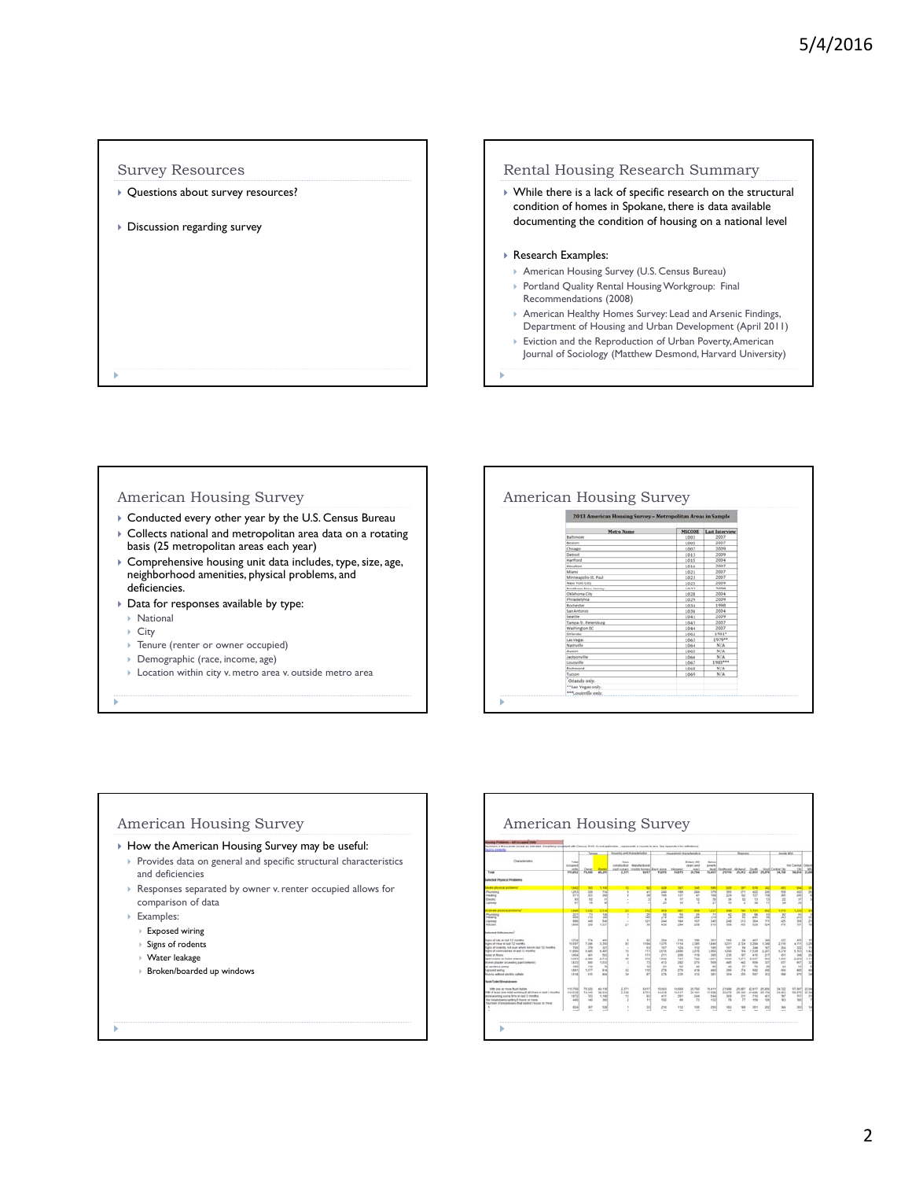## Survey Resources

- Questions about survey resources?
- Discussion regarding survey

## Rental Housing Research Summary

- While there is a lack of specific research on the structural condition of homes in Spokane, there is data available documenting the condition of housing on a national level
- Research Examples:
  - American Housing Survey (U.S. Census Bureau)
  - Portland Quality Rental Housing Workgroup: Final Recommendations (2008)
  - American Healthy Homes Survey: Lead and Arsenic Findings, Department of Housing and Urban Development (April 2011)
  - Eviction and the Reproduction of Urban Poverty, American Journal of Sociology (Matthew Desmond, Harvard University)

## American Housing Survey

- Conducted every other year by the U.S. Census Bureau
- Collects national and metropolitan area data on a rotating basis (25 metropolitan areas each year)
- Comprehensive housing unit data includes, type, size, age, neighborhood amenities, physical problems, and deficiencies.
- Data for responses available by type:
  - National
  - City
  - Tenure (renter or owner occupied)
  - Demographic (race, income, age)
  - Location within city v. metro area v. outside metro area

## American Housing Survey

**2013 American Housing Survey – Metropolitan Areas in Sample**

| Metro Name | MSCODE | Last Interview |
|---|---|---|
| Baltimore | 1001 | 2007 |
| Boston | 1005 | 2007 |
| Chicago | 1007 | 2009 |
| Detroit | 1011 | 2009 |
| Hartford | 1015 | 2004 |
| Houston | 1016 | 2007 |
| Miami | 1021 | 2007 |
| Minneapolis-St. Paul | 1023 | 2007 |
| New York City | 1025 | 2009 |
| Northern New Jersey | 1027 | 2009 |
| Oklahoma City | 1028 | 2004 |
| Philadelphia | 1029 | 2009 |
| Rochester | 1034 | 1998 |
| San Antonio | 1036 | 2004 |
| Seattle | 1041 | 2009 |
| Tampa-St. Petersburg | 1043 | 2007 |
| Washington DC | 1044 | 2007 |
| Orlando | 1062 | 1993* |
| Las Vegas | 1063 | 1979** |
| Nashville | 1064 | N/A |
| Austin | 1065 | N/A |
| Jacksonville | 1066 | N/A |
| Louisville | 1067 | 1983*** |
| Richmond | 1068 | N/A |
| Tucson | 1069 | N/A |

*Orlando only.
**Las Vegas only.
***Louisville only.

## American Housing Survey

- How the American Housing Survey may be useful:
  - Provides data on general and specific structural characteristics and deficiencies
  - Responses separated by owner v. renter occupied allows for comparison of data
  - Examples:
    - Exposed wiring
    - Signs of rodents
    - Water leakage
    - Broken/boarded up windows

## American Housing Survey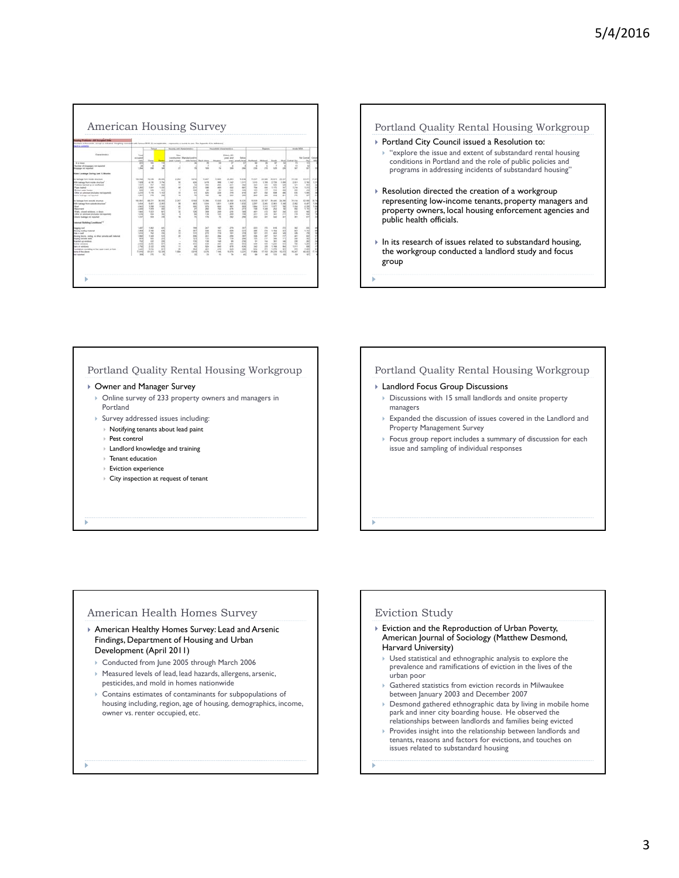## American Housing Survey

## Portland Quality Rental Housing Workgroup

- Portland City Council issued a Resolution to:
  - "explore the issue and extent of substandard rental housing conditions in Portland and the role of public policies and programs in addressing incidents of substandard housing"
- Resolution directed the creation of a workgroup representing low-income tenants, property managers and property owners, local housing enforcement agencies and public health officials.
- In its research of issues related to substandard housing, the workgroup conducted a landlord study and focus group

## Portland Quality Rental Housing Workgroup

- Owner and Manager Survey
  - Online survey of 233 property owners and managers in Portland
  - Survey addressed issues including:
    - Notifying tenants about lead paint
    - Pest control
    - Landlord knowledge and training
    - Tenant education
    - Eviction experience
    - City inspection at request of tenant

## Portland Quality Rental Housing Workgroup

- Landlord Focus Group Discussions
  - Discussions with 15 small landlords and onsite property managers
  - Expanded the discussion of issues covered in the Landlord and Property Management Survey
  - Focus group report includes a summary of discussion for each issue and sampling of individual responses

## American Health Homes Survey

- American Healthy Homes Survey: Lead and Arsenic Findings, Department of Housing and Urban Development (April 2011)
  - Conducted from June 2005 through March 2006
  - Measured levels of lead, lead hazards, allergens, arsenic, pesticides, and mold in homes nationwide
  - Contains estimates of contaminants for subpopulations of housing including, region, age of housing, demographics, income, owner vs. renter occupied, etc.

## Eviction Study

- Eviction and the Reproduction of Urban Poverty, American Journal of Sociology (Matthew Desmond, Harvard University)
  - Used statistical and ethnographic analysis to explore the prevalence and ramifications of eviction in the lives of the urban poor
  - Gathered statistics from eviction records in Milwaukee between January 2003 and December 2007
  - Desmond gathered ethnographic data by living in mobile home park and inner city boarding house. He observed the relationships between landlords and families being evicted
  - Provides insight into the relationship between landlords and tenants, reasons and factors for evictions, and touches on issues related to substandard housing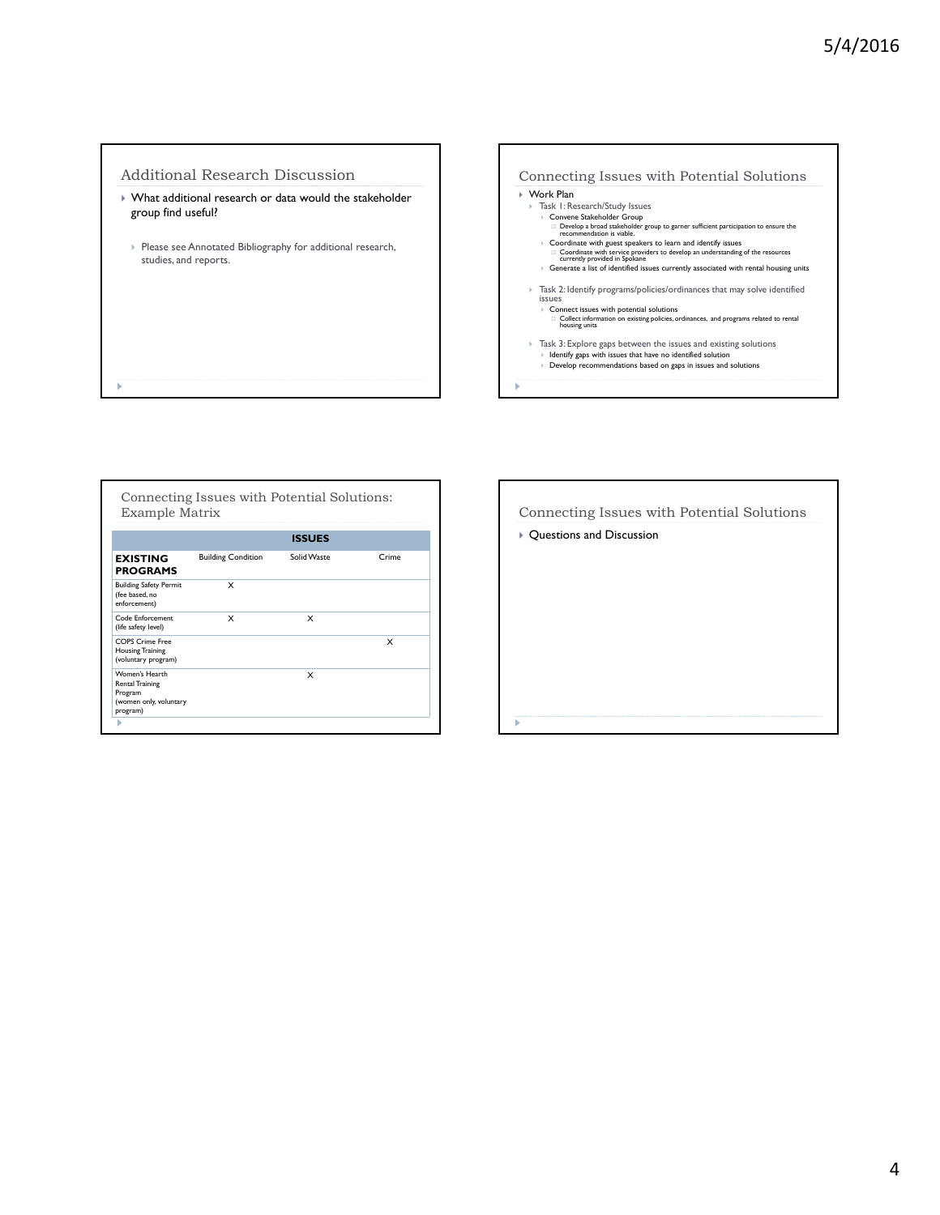## Additional Research Discussion

- What additional research or data would the stakeholder group find useful?
  - Please see Annotated Bibliography for additional research, studies, and reports.

## Connecting Issues with Potential Solutions

- Work Plan
  - Task 1: Research/Study Issues
    - Convene Stakeholder Group
      - Develop a broad stakeholder group to garner sufficient participation to ensure the recommendation is viable.
    - Coordinate with guest speakers to learn and identify issues
      - Coordinate with service providers to develop an understanding of the resources currently provided in Spokane
    - Generate a list of identified issues currently associated with rental housing units
  - Task 2: Identify programs/policies/ordinances that may solve identified issues
    - Connect issues with potential solutions
      - Collect information on existing policies, ordinances, and programs related to rental housing units
  - Task 3: Explore gaps between the issues and existing solutions
    - Identify gaps with issues that have no identified solution
    - Develop recommendations based on gaps in issues and solutions

## Connecting Issues with Potential Solutions: Example Matrix

| | ISSUES | | |
|---|---|---|---|
| **EXISTING PROGRAMS** | Building Condition | Solid Waste | Crime |
| Building Safety Permit (fee based, no enforcement) | X | | |
| Code Enforcement (life safety level) | X | X | |
| COPS Crime Free Housing Training (voluntary program) | | | X |
| Women's Hearth Rental Training Program (women only, voluntary program) | | X | |

## Connecting Issues with Potential Solutions

- Questions and Discussion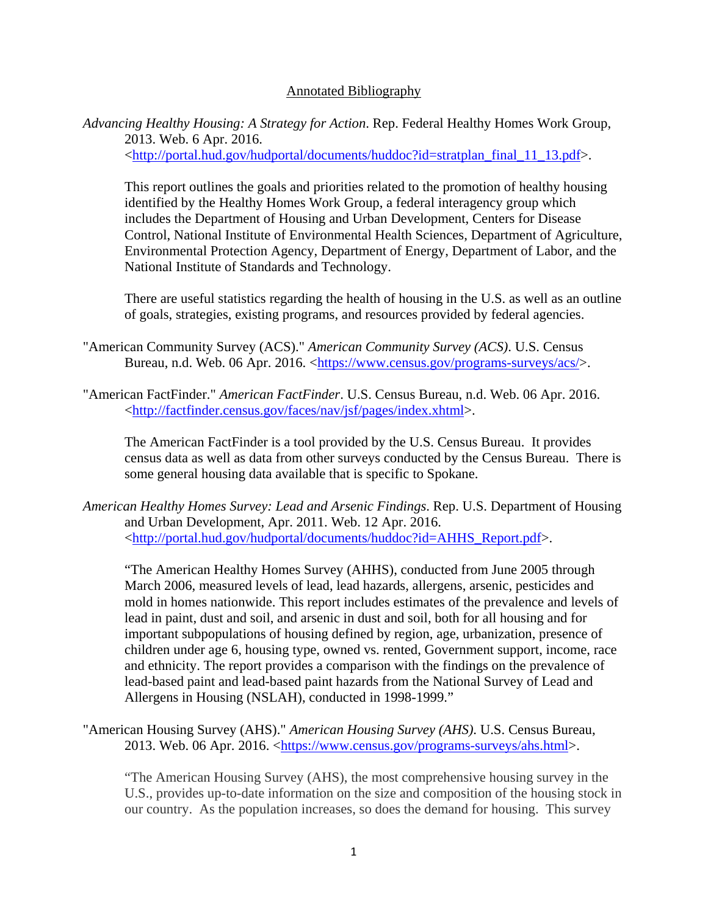# Annotated Bibliography

*Advancing Healthy Housing: A Strategy for Action*. Rep. Federal Healthy Homes Work Group, 2013. Web. 6 Apr. 2016. <http://portal.hud.gov/hudportal/documents/huddoc?id=stratplan_final_11_13.pdf>.

This report outlines the goals and priorities related to the promotion of healthy housing identified by the Healthy Homes Work Group, a federal interagency group which includes the Department of Housing and Urban Development, Centers for Disease Control, National Institute of Environmental Health Sciences, Department of Agriculture, Environmental Protection Agency, Department of Energy, Department of Labor, and the National Institute of Standards and Technology.

There are useful statistics regarding the health of housing in the U.S. as well as an outline of goals, strategies, existing programs, and resources provided by federal agencies.

"American Community Survey (ACS)." *American Community Survey (ACS)*. U.S. Census Bureau, n.d. Web. 06 Apr. 2016. <https://www.census.gov/programs-surveys/acs/>.

"American FactFinder." *American FactFinder*. U.S. Census Bureau, n.d. Web. 06 Apr. 2016. <http://factfinder.census.gov/faces/nav/jsf/pages/index.xhtml>.

The American FactFinder is a tool provided by the U.S. Census Bureau. It provides census data as well as data from other surveys conducted by the Census Bureau. There is some general housing data available that is specific to Spokane.

*American Healthy Homes Survey: Lead and Arsenic Findings*. Rep. U.S. Department of Housing and Urban Development, Apr. 2011. Web. 12 Apr. 2016. <http://portal.hud.gov/hudportal/documents/huddoc?id=AHHS_Report.pdf>.

"The American Healthy Homes Survey (AHHS), conducted from June 2005 through March 2006, measured levels of lead, lead hazards, allergens, arsenic, pesticides and mold in homes nationwide. This report includes estimates of the prevalence and levels of lead in paint, dust and soil, and arsenic in dust and soil, both for all housing and for important subpopulations of housing defined by region, age, urbanization, presence of children under age 6, housing type, owned vs. rented, Government support, income, race and ethnicity. The report provides a comparison with the findings on the prevalence of lead-based paint and lead-based paint hazards from the National Survey of Lead and Allergens in Housing (NSLAH), conducted in 1998-1999."

"American Housing Survey (AHS)." *American Housing Survey (AHS)*. U.S. Census Bureau, 2013. Web. 06 Apr. 2016. <https://www.census.gov/programs-surveys/ahs.html>.

"The American Housing Survey (AHS), the most comprehensive housing survey in the U.S., provides up-to-date information on the size and composition of the housing stock in our country. As the population increases, so does the demand for housing. This survey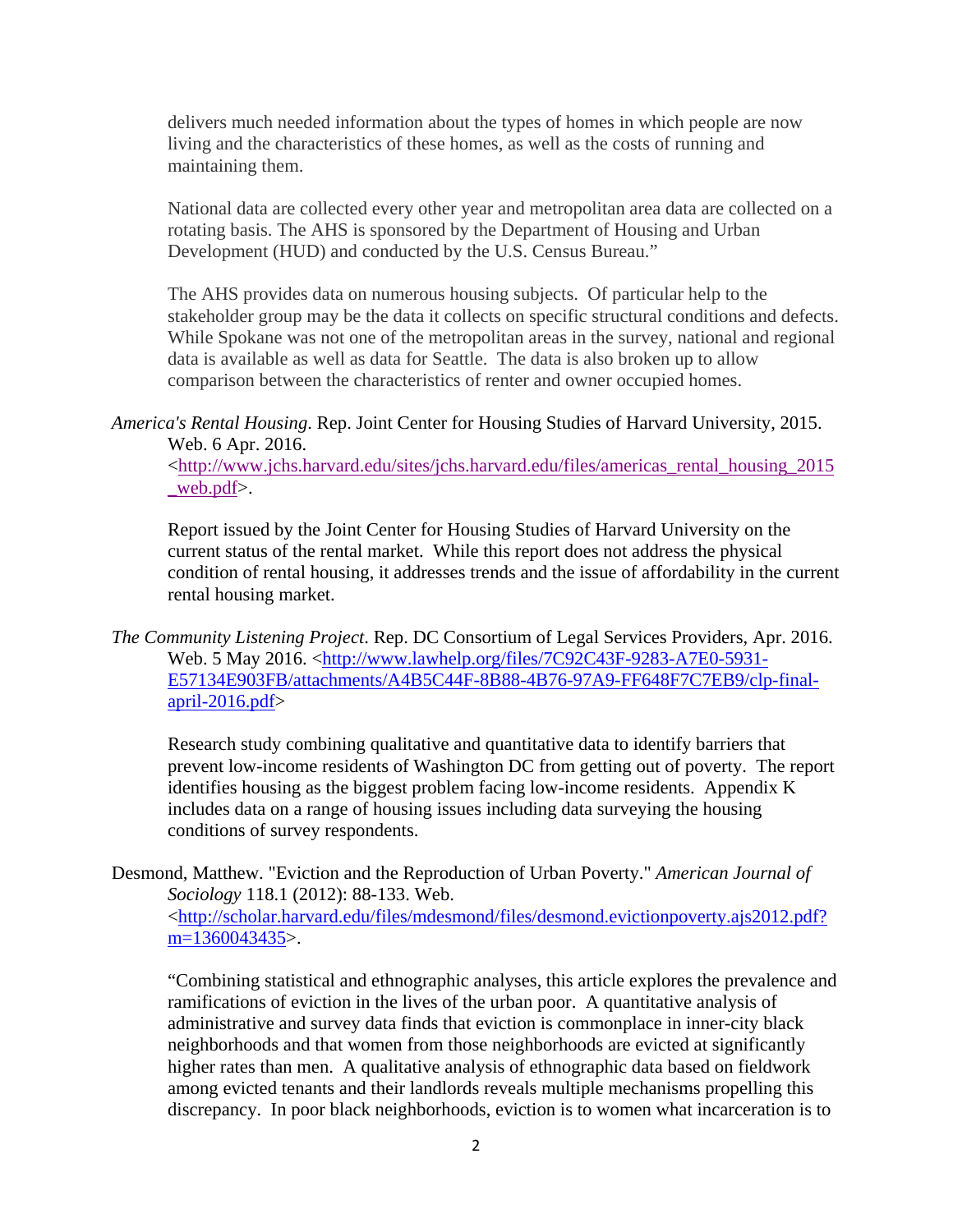delivers much needed information about the types of homes in which people are now living and the characteristics of these homes, as well as the costs of running and maintaining them.

National data are collected every other year and metropolitan area data are collected on a rotating basis. The AHS is sponsored by the Department of Housing and Urban Development (HUD) and conducted by the U.S. Census Bureau."

The AHS provides data on numerous housing subjects. Of particular help to the stakeholder group may be the data it collects on specific structural conditions and defects. While Spokane was not one of the metropolitan areas in the survey, national and regional data is available as well as data for Seattle. The data is also broken up to allow comparison between the characteristics of renter and owner occupied homes.

*America's Rental Housing*. Rep. Joint Center for Housing Studies of Harvard University, 2015. Web. 6 Apr. 2016. <http://www.jchs.harvard.edu/sites/jchs.harvard.edu/files/americas_rental_housing_2015_web.pdf>.

Report issued by the Joint Center for Housing Studies of Harvard University on the current status of the rental market. While this report does not address the physical condition of rental housing, it addresses trends and the issue of affordability in the current rental housing market.

*The Community Listening Project*. Rep. DC Consortium of Legal Services Providers, Apr. 2016. Web. 5 May 2016. <http://www.lawhelp.org/files/7C92C43F-9283-A7E0-5931-E57134E903FB/attachments/A4B5C44F-8B88-4B76-97A9-FF648F7C7EB9/clp-final-april-2016.pdf>

Research study combining qualitative and quantitative data to identify barriers that prevent low-income residents of Washington DC from getting out of poverty. The report identifies housing as the biggest problem facing low-income residents. Appendix K includes data on a range of housing issues including data surveying the housing conditions of survey respondents.

Desmond, Matthew. "Eviction and the Reproduction of Urban Poverty." *American Journal of Sociology* 118.1 (2012): 88-133. Web. <http://scholar.harvard.edu/files/mdesmond/files/desmond.evictionpoverty.ajs2012.pdf?m=1360043435>.

"Combining statistical and ethnographic analyses, this article explores the prevalence and ramifications of eviction in the lives of the urban poor. A quantitative analysis of administrative and survey data finds that eviction is commonplace in inner-city black neighborhoods and that women from those neighborhoods are evicted at significantly higher rates than men. A qualitative analysis of ethnographic data based on fieldwork among evicted tenants and their landlords reveals multiple mechanisms propelling this discrepancy. In poor black neighborhoods, eviction is to women what incarceration is to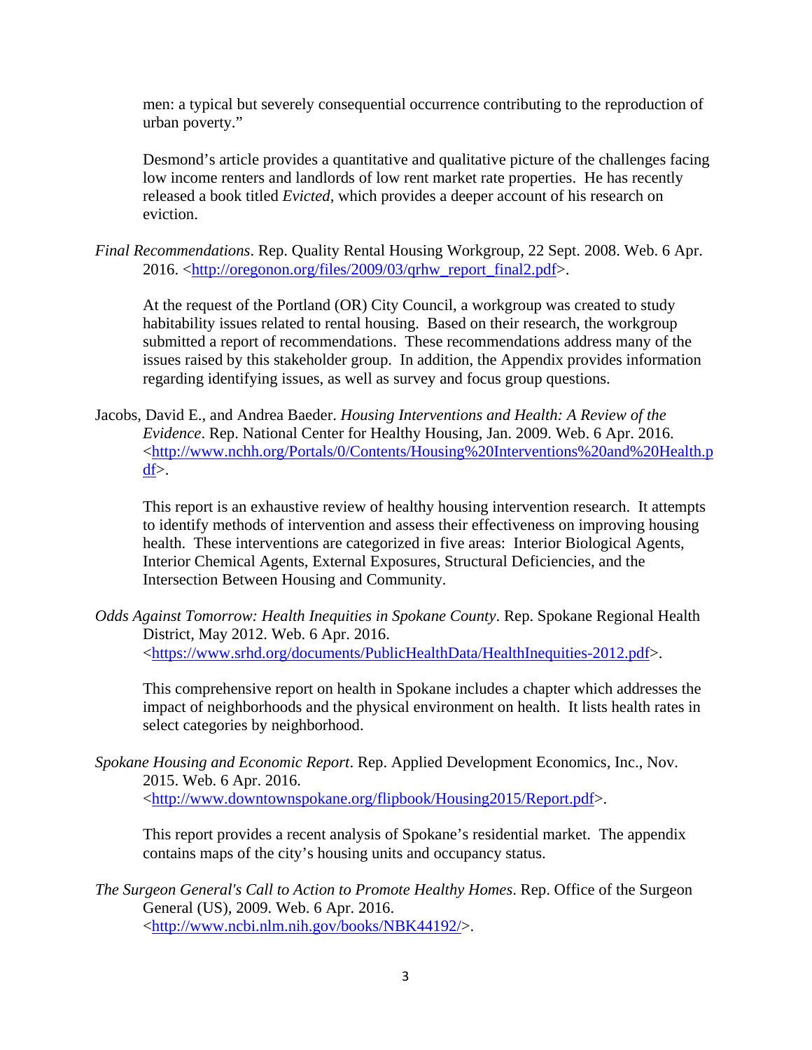men: a typical but severely consequential occurrence contributing to the reproduction of urban poverty."

Desmond's article provides a quantitative and qualitative picture of the challenges facing low income renters and landlords of low rent market rate properties. He has recently released a book titled *Evicted,* which provides a deeper account of his research on eviction.

*Final Recommendations*. Rep. Quality Rental Housing Workgroup, 22 Sept. 2008. Web. 6 Apr. 2016. <http://oregonon.org/files/2009/03/qrhw_report_final2.pdf>.

At the request of the Portland (OR) City Council, a workgroup was created to study habitability issues related to rental housing. Based on their research, the workgroup submitted a report of recommendations. These recommendations address many of the issues raised by this stakeholder group. In addition, the Appendix provides information regarding identifying issues, as well as survey and focus group questions.

Jacobs, David E., and Andrea Baeder. *Housing Interventions and Health: A Review of the Evidence*. Rep. National Center for Healthy Housing, Jan. 2009. Web. 6 Apr. 2016. <http://www.nchh.org/Portals/0/Contents/Housing%20Interventions%20and%20Health.pdf>.

This report is an exhaustive review of healthy housing intervention research. It attempts to identify methods of intervention and assess their effectiveness on improving housing health. These interventions are categorized in five areas: Interior Biological Agents, Interior Chemical Agents, External Exposures, Structural Deficiencies, and the Intersection Between Housing and Community.

*Odds Against Tomorrow: Health Inequities in Spokane County*. Rep. Spokane Regional Health District, May 2012. Web. 6 Apr. 2016. <https://www.srhd.org/documents/PublicHealthData/HealthInequities-2012.pdf>.

This comprehensive report on health in Spokane includes a chapter which addresses the impact of neighborhoods and the physical environment on health. It lists health rates in select categories by neighborhood.

*Spokane Housing and Economic Report*. Rep. Applied Development Economics, Inc., Nov. 2015. Web. 6 Apr. 2016. <http://www.downtownspokane.org/flipbook/Housing2015/Report.pdf>.

This report provides a recent analysis of Spokane's residential market. The appendix contains maps of the city's housing units and occupancy status.

*The Surgeon General's Call to Action to Promote Healthy Homes*. Rep. Office of the Surgeon General (US), 2009. Web. 6 Apr. 2016. <http://www.ncbi.nlm.nih.gov/books/NBK44192/>.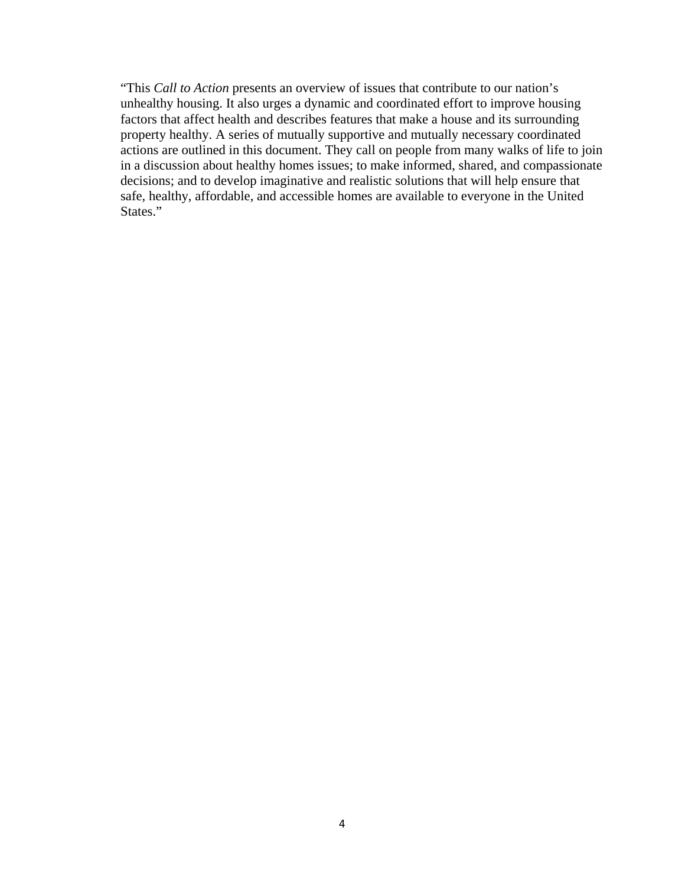"This *Call to Action* presents an overview of issues that contribute to our nation's unhealthy housing. It also urges a dynamic and coordinated effort to improve housing factors that affect health and describes features that make a house and its surrounding property healthy. A series of mutually supportive and mutually necessary coordinated actions are outlined in this document. They call on people from many walks of life to join in a discussion about healthy homes issues; to make informed, shared, and compassionate decisions; and to develop imaginative and realistic solutions that will help ensure that safe, healthy, affordable, and accessible homes are available to everyone in the United States."